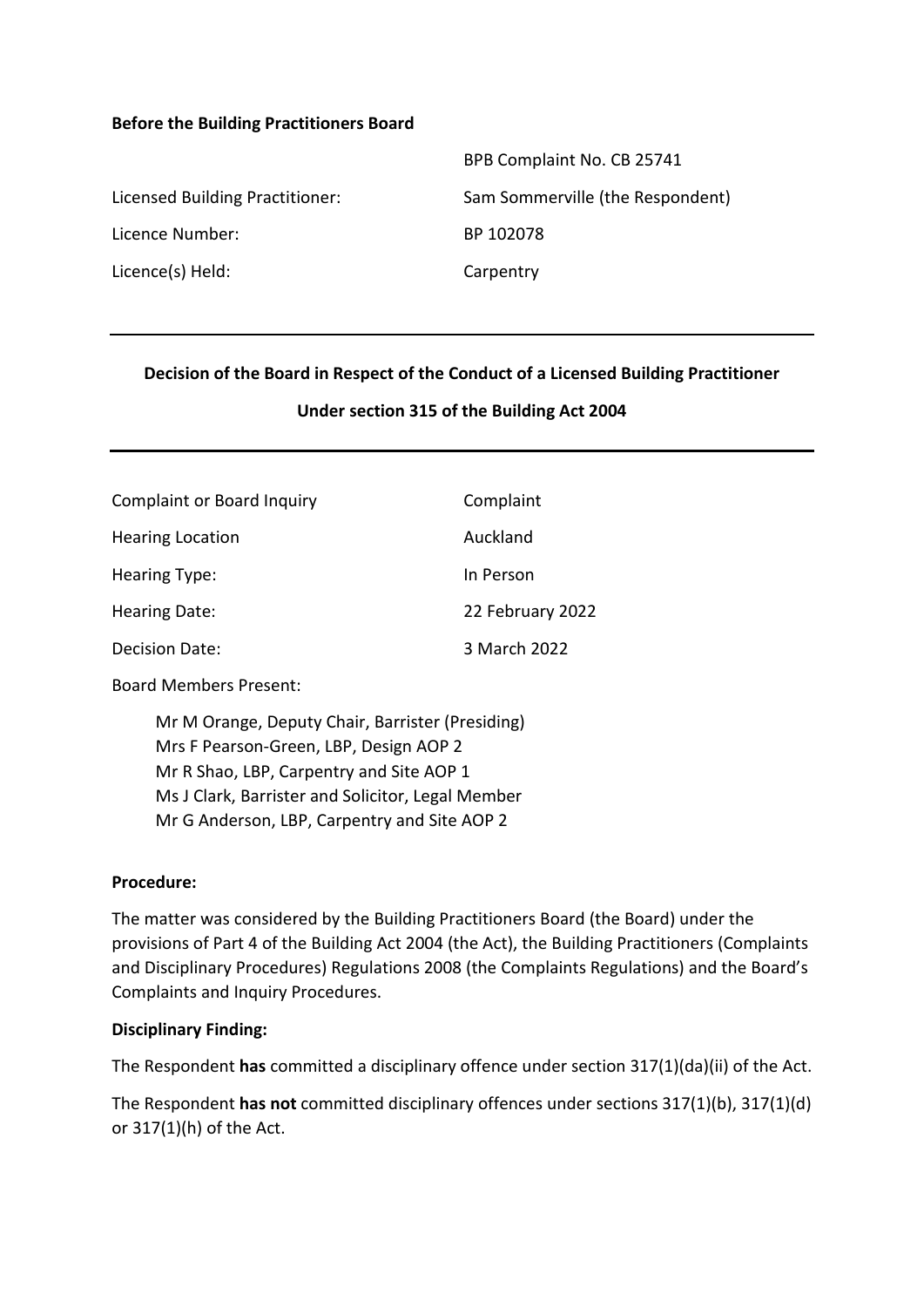**Before the Building Practitioners Board**

| | |
|---|---|
| | BPB Complaint No. CB 25741 |
| Licensed Building Practitioner: | Sam Sommerville (the Respondent) |
| Licence Number: | BP 102078 |
| Licence(s) Held: | Carpentry |

---

**Decision of the Board in Respect of the Conduct of a Licensed Building Practitioner**

**Under section 315 of the Building Act 2004**

---

| | |
|---|---|
| Complaint or Board Inquiry | Complaint |
| Hearing Location | Auckland |
| Hearing Type: | In Person |
| Hearing Date: | 22 February 2022 |
| Decision Date: | 3 March 2022 |

Board Members Present:

Mr M Orange, Deputy Chair, Barrister (Presiding)
Mrs F Pearson-Green, LBP, Design AOP 2
Mr R Shao, LBP, Carpentry and Site AOP 1
Ms J Clark, Barrister and Solicitor, Legal Member
Mr G Anderson, LBP, Carpentry and Site AOP 2

**Procedure:**

The matter was considered by the Building Practitioners Board (the Board) under the provisions of Part 4 of the Building Act 2004 (the Act), the Building Practitioners (Complaints and Disciplinary Procedures) Regulations 2008 (the Complaints Regulations) and the Board's Complaints and Inquiry Procedures.

**Disciplinary Finding:**

The Respondent **has** committed a disciplinary offence under section 317(1)(da)(ii) of the Act.

The Respondent **has not** committed disciplinary offences under sections 317(1)(b), 317(1)(d) or 317(1)(h) of the Act.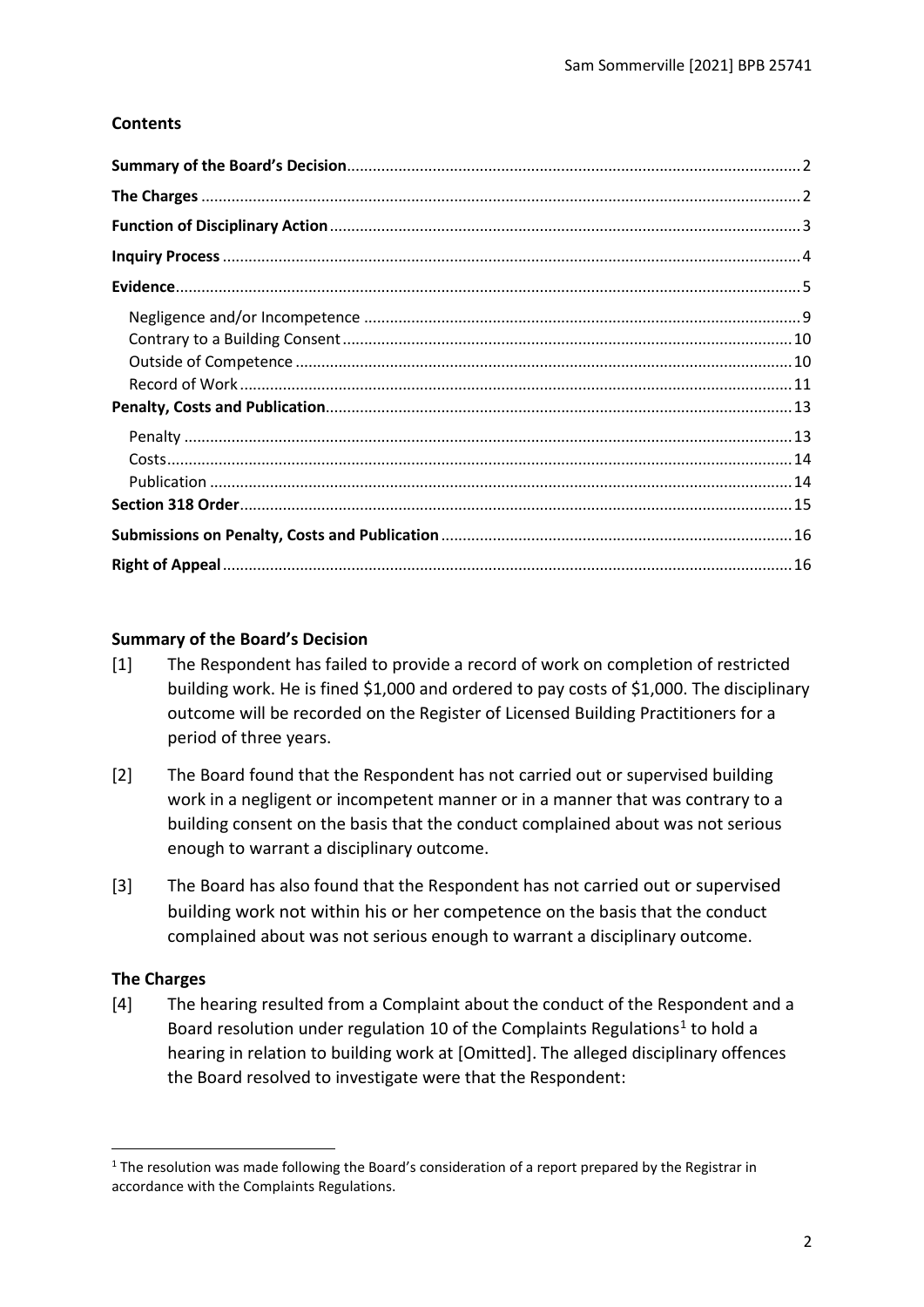## Contents

| | |
|---|---|
| **Summary of the Board's Decision** | 2 |
| **The Charges** | 2 |
| **Function of Disciplinary Action** | 3 |
| **Inquiry Process** | 4 |
| **Evidence** | 5 |
| Negligence and/or Incompetence | 9 |
| Contrary to a Building Consent | 10 |
| Outside of Competence | 10 |
| Record of Work | 11 |
| **Penalty, Costs and Publication** | 13 |
| Penalty | 13 |
| Costs | 14 |
| Publication | 14 |
| **Section 318 Order** | 15 |
| **Submissions on Penalty, Costs and Publication** | 16 |
| **Right of Appeal** | 16 |

## Summary of the Board's Decision

[1] The Respondent has failed to provide a record of work on completion of restricted building work. He is fined $1,000 and ordered to pay costs of $1,000. The disciplinary outcome will be recorded on the Register of Licensed Building Practitioners for a period of three years.

[2] The Board found that the Respondent has not carried out or supervised building work in a negligent or incompetent manner or in a manner that was contrary to a building consent on the basis that the conduct complained about was not serious enough to warrant a disciplinary outcome.

[3] The Board has also found that the Respondent has not carried out or supervised building work not within his or her competence on the basis that the conduct complained about was not serious enough to warrant a disciplinary outcome.

## The Charges

[4] The hearing resulted from a Complaint about the conduct of the Respondent and a Board resolution under regulation 10 of the Complaints Regulations[1] to hold a hearing in relation to building work at [Omitted]. The alleged disciplinary offences the Board resolved to investigate were that the Respondent:

---

[1] The resolution was made following the Board's consideration of a report prepared by the Registrar in accordance with the Complaints Regulations.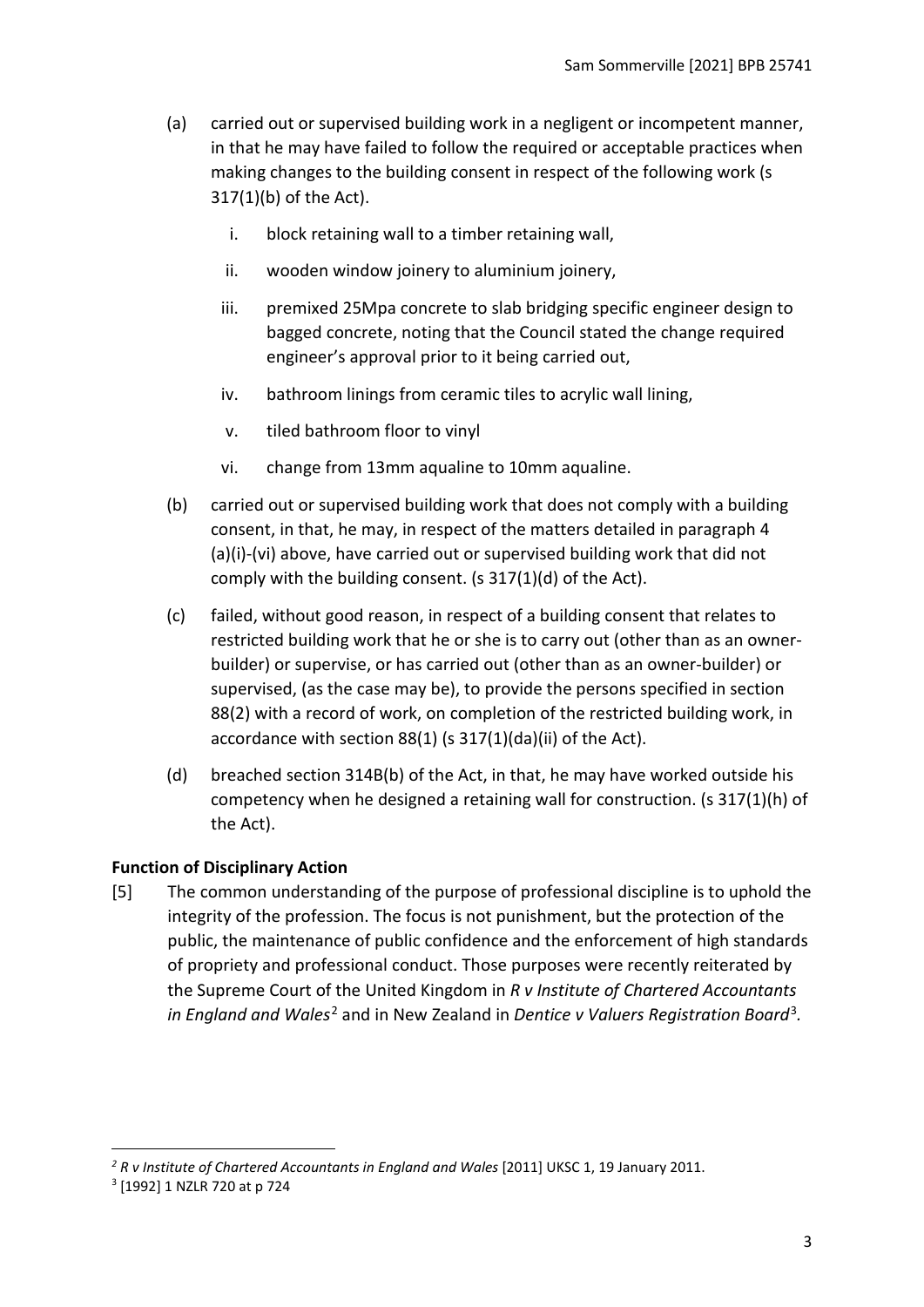(a) carried out or supervised building work in a negligent or incompetent manner, in that he may have failed to follow the required or acceptable practices when making changes to the building consent in respect of the following work (s 317(1)(b) of the Act).

   i. block retaining wall to a timber retaining wall,

   ii. wooden window joinery to aluminium joinery,

   iii. premixed 25Mpa concrete to slab bridging specific engineer design to bagged concrete, noting that the Council stated the change required engineer's approval prior to it being carried out,

   iv. bathroom linings from ceramic tiles to acrylic wall lining,

   v. tiled bathroom floor to vinyl

   vi. change from 13mm aqualine to 10mm aqualine.

(b) carried out or supervised building work that does not comply with a building consent, in that, he may, in respect of the matters detailed in paragraph 4 (a)(i)-(vi) above, have carried out or supervised building work that did not comply with the building consent. (s 317(1)(d) of the Act).

(c) failed, without good reason, in respect of a building consent that relates to restricted building work that he or she is to carry out (other than as an owner-builder) or supervise, or has carried out (other than as an owner-builder) or supervised, (as the case may be), to provide the persons specified in section 88(2) with a record of work, on completion of the restricted building work, in accordance with section 88(1) (s 317(1)(da)(ii) of the Act).

(d) breached section 314B(b) of the Act, in that, he may have worked outside his competency when he designed a retaining wall for construction. (s 317(1)(h) of the Act).

**Function of Disciplinary Action**

[5] The common understanding of the purpose of professional discipline is to uphold the integrity of the profession. The focus is not punishment, but the protection of the public, the maintenance of public confidence and the enforcement of high standards of propriety and professional conduct. Those purposes were recently reiterated by the Supreme Court of the United Kingdom in *R v Institute of Chartered Accountants in England and Wales*[2] and in New Zealand in *Dentice v Valuers Registration Board*[3].

---

[2] *R v Institute of Chartered Accountants in England and Wales* [2011] UKSC 1, 19 January 2011.

[3] [1992] 1 NZLR 720 at p 724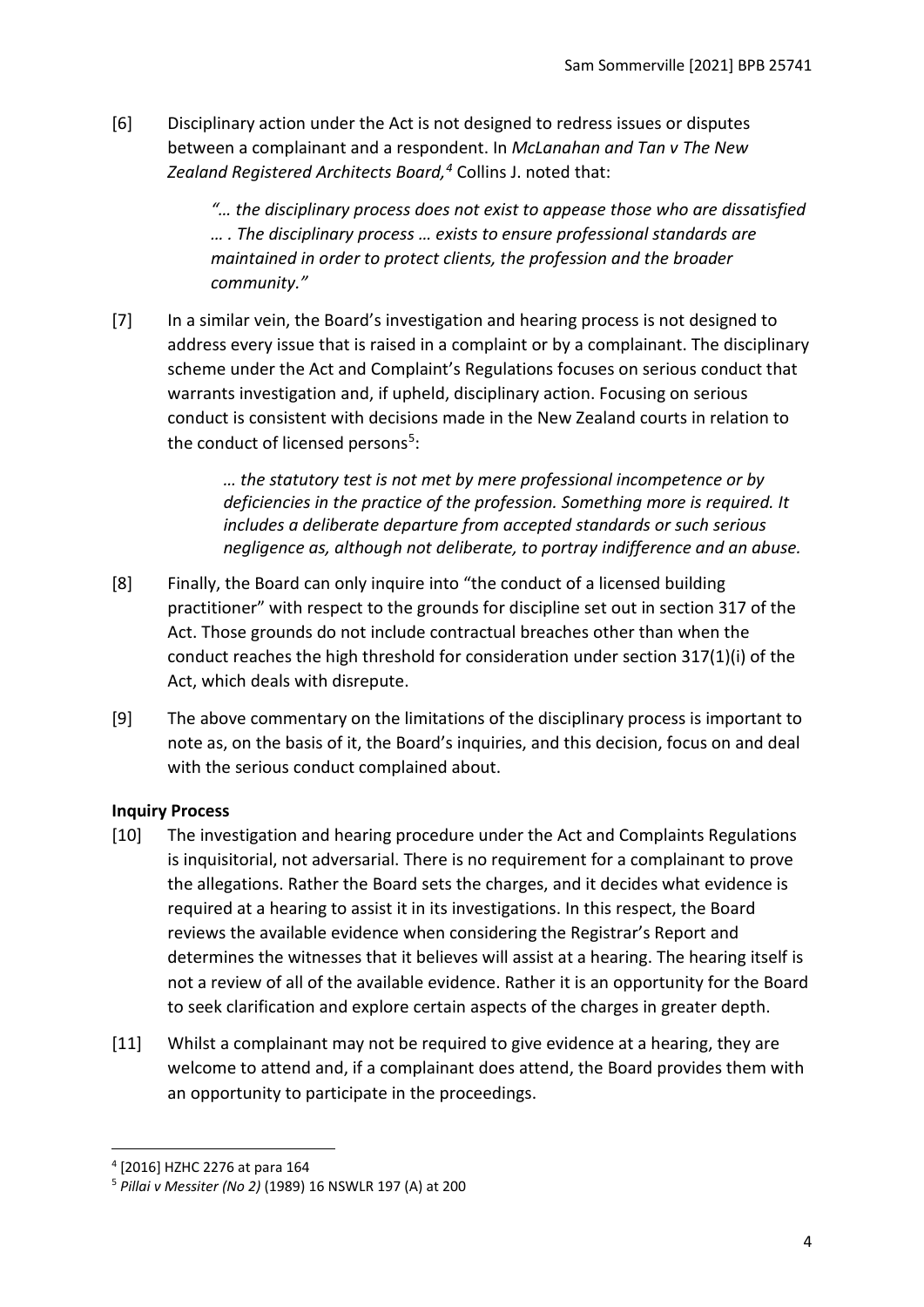[6] Disciplinary action under the Act is not designed to redress issues or disputes between a complainant and a respondent. In *McLanahan and Tan v The New Zealand Registered Architects Board,*[4] Collins J. noted that:

> *"… the disciplinary process does not exist to appease those who are dissatisfied … . The disciplinary process … exists to ensure professional standards are maintained in order to protect clients, the profession and the broader community."*

[7] In a similar vein, the Board's investigation and hearing process is not designed to address every issue that is raised in a complaint or by a complainant. The disciplinary scheme under the Act and Complaint's Regulations focuses on serious conduct that warrants investigation and, if upheld, disciplinary action. Focusing on serious conduct is consistent with decisions made in the New Zealand courts in relation to the conduct of licensed persons[5]:

> *… the statutory test is not met by mere professional incompetence or by deficiencies in the practice of the profession. Something more is required. It includes a deliberate departure from accepted standards or such serious negligence as, although not deliberate, to portray indifference and an abuse.*

[8] Finally, the Board can only inquire into "the conduct of a licensed building practitioner" with respect to the grounds for discipline set out in section 317 of the Act. Those grounds do not include contractual breaches other than when the conduct reaches the high threshold for consideration under section 317(1)(i) of the Act, which deals with disrepute.

[9] The above commentary on the limitations of the disciplinary process is important to note as, on the basis of it, the Board's inquiries, and this decision, focus on and deal with the serious conduct complained about.

**Inquiry Process**

[10] The investigation and hearing procedure under the Act and Complaints Regulations is inquisitorial, not adversarial. There is no requirement for a complainant to prove the allegations. Rather the Board sets the charges, and it decides what evidence is required at a hearing to assist it in its investigations. In this respect, the Board reviews the available evidence when considering the Registrar's Report and determines the witnesses that it believes will assist at a hearing. The hearing itself is not a review of all of the available evidence. Rather it is an opportunity for the Board to seek clarification and explore certain aspects of the charges in greater depth.

[11] Whilst a complainant may not be required to give evidence at a hearing, they are welcome to attend and, if a complainant does attend, the Board provides them with an opportunity to participate in the proceedings.

---

[4] [2016] HZHC 2276 at para 164

[5] *Pillai v Messiter (No 2)* (1989) 16 NSWLR 197 (A) at 200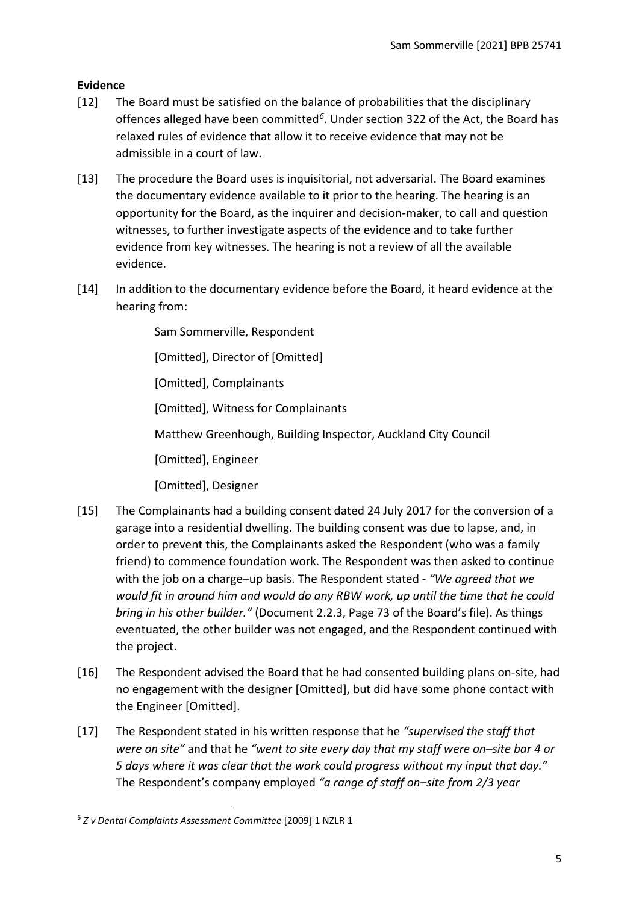**Evidence**

[12] The Board must be satisfied on the balance of probabilities that the disciplinary offences alleged have been committed[6]. Under section 322 of the Act, the Board has relaxed rules of evidence that allow it to receive evidence that may not be admissible in a court of law.

[13] The procedure the Board uses is inquisitorial, not adversarial. The Board examines the documentary evidence available to it prior to the hearing. The hearing is an opportunity for the Board, as the inquirer and decision-maker, to call and question witnesses, to further investigate aspects of the evidence and to take further evidence from key witnesses. The hearing is not a review of all the available evidence.

[14] In addition to the documentary evidence before the Board, it heard evidence at the hearing from:

Sam Sommerville, Respondent

[Omitted], Director of [Omitted]

[Omitted], Complainants

[Omitted], Witness for Complainants

Matthew Greenhough, Building Inspector, Auckland City Council

[Omitted], Engineer

[Omitted], Designer

[15] The Complainants had a building consent dated 24 July 2017 for the conversion of a garage into a residential dwelling. The building consent was due to lapse, and, in order to prevent this, the Complainants asked the Respondent (who was a family friend) to commence foundation work. The Respondent was then asked to continue with the job on a charge–up basis. The Respondent stated - *"We agreed that we would fit in around him and would do any RBW work, up until the time that he could bring in his other builder."* (Document 2.2.3, Page 73 of the Board's file). As things eventuated, the other builder was not engaged, and the Respondent continued with the project.

[16] The Respondent advised the Board that he had consented building plans on-site, had no engagement with the designer [Omitted], but did have some phone contact with the Engineer [Omitted].

[17] The Respondent stated in his written response that he *"supervised the staff that were on site"* and that he *"went to site every day that my staff were on–site bar 4 or 5 days where it was clear that the work could progress without my input that day."* The Respondent's company employed *"a range of staff on–site from 2/3 year*

---

[6] *Z v Dental Complaints Assessment Committee* [2009] 1 NZLR 1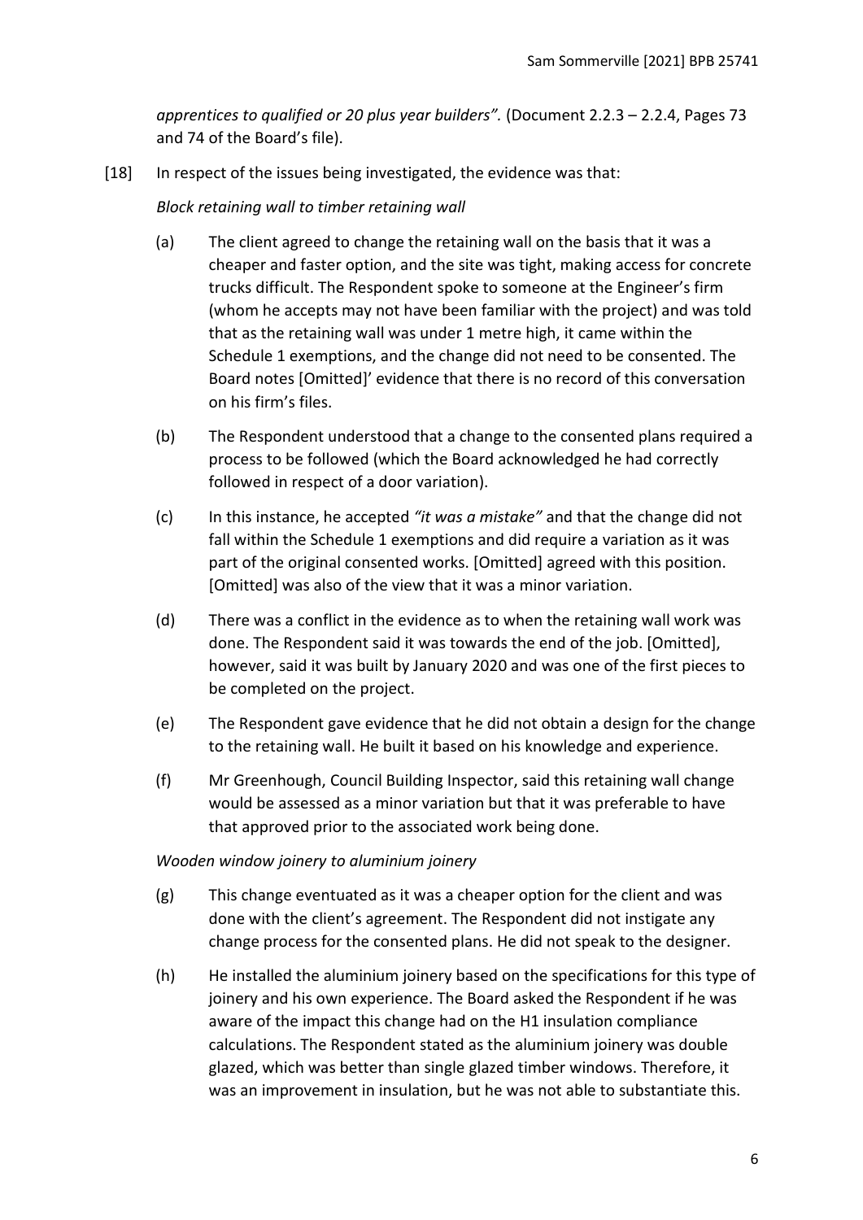*apprentices to qualified or 20 plus year builders".* (Document 2.2.3 – 2.2.4, Pages 73 and 74 of the Board's file).

[18] In respect of the issues being investigated, the evidence was that:

*Block retaining wall to timber retaining wall*

(a) The client agreed to change the retaining wall on the basis that it was a cheaper and faster option, and the site was tight, making access for concrete trucks difficult. The Respondent spoke to someone at the Engineer's firm (whom he accepts may not have been familiar with the project) and was told that as the retaining wall was under 1 metre high, it came within the Schedule 1 exemptions, and the change did not need to be consented. The Board notes [Omitted]' evidence that there is no record of this conversation on his firm's files.

(b) The Respondent understood that a change to the consented plans required a process to be followed (which the Board acknowledged he had correctly followed in respect of a door variation).

(c) In this instance, he accepted *"it was a mistake"* and that the change did not fall within the Schedule 1 exemptions and did require a variation as it was part of the original consented works. [Omitted] agreed with this position. [Omitted] was also of the view that it was a minor variation.

(d) There was a conflict in the evidence as to when the retaining wall work was done. The Respondent said it was towards the end of the job. [Omitted], however, said it was built by January 2020 and was one of the first pieces to be completed on the project.

(e) The Respondent gave evidence that he did not obtain a design for the change to the retaining wall. He built it based on his knowledge and experience.

(f) Mr Greenhough, Council Building Inspector, said this retaining wall change would be assessed as a minor variation but that it was preferable to have that approved prior to the associated work being done.

*Wooden window joinery to aluminium joinery*

(g) This change eventuated as it was a cheaper option for the client and was done with the client's agreement. The Respondent did not instigate any change process for the consented plans. He did not speak to the designer.

(h) He installed the aluminium joinery based on the specifications for this type of joinery and his own experience. The Board asked the Respondent if he was aware of the impact this change had on the H1 insulation compliance calculations. The Respondent stated as the aluminium joinery was double glazed, which was better than single glazed timber windows. Therefore, it was an improvement in insulation, but he was not able to substantiate this.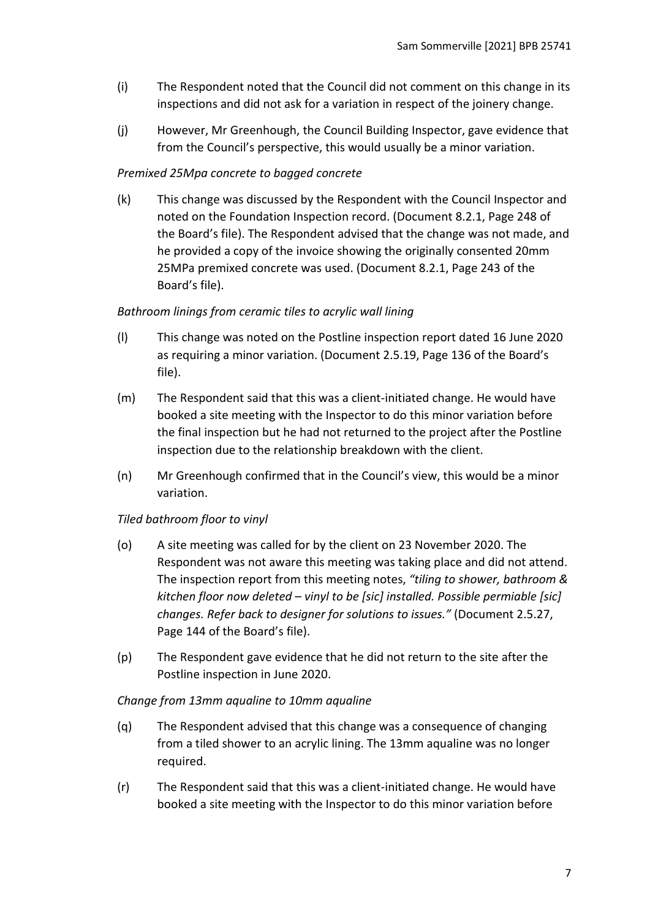(i) The Respondent noted that the Council did not comment on this change in its inspections and did not ask for a variation in respect of the joinery change.

(j) However, Mr Greenhough, the Council Building Inspector, gave evidence that from the Council's perspective, this would usually be a minor variation.

*Premixed 25Mpa concrete to bagged concrete*

(k) This change was discussed by the Respondent with the Council Inspector and noted on the Foundation Inspection record. (Document 8.2.1, Page 248 of the Board's file). The Respondent advised that the change was not made, and he provided a copy of the invoice showing the originally consented 20mm 25MPa premixed concrete was used. (Document 8.2.1, Page 243 of the Board's file).

*Bathroom linings from ceramic tiles to acrylic wall lining*

(l) This change was noted on the Postline inspection report dated 16 June 2020 as requiring a minor variation. (Document 2.5.19, Page 136 of the Board's file).

(m) The Respondent said that this was a client-initiated change. He would have booked a site meeting with the Inspector to do this minor variation before the final inspection but he had not returned to the project after the Postline inspection due to the relationship breakdown with the client.

(n) Mr Greenhough confirmed that in the Council's view, this would be a minor variation.

*Tiled bathroom floor to vinyl*

(o) A site meeting was called for by the client on 23 November 2020. The Respondent was not aware this meeting was taking place and did not attend. The inspection report from this meeting notes, *"tiling to shower, bathroom & kitchen floor now deleted – vinyl to be [sic] installed. Possible permiable [sic] changes. Refer back to designer for solutions to issues."* (Document 2.5.27, Page 144 of the Board's file).

(p) The Respondent gave evidence that he did not return to the site after the Postline inspection in June 2020.

*Change from 13mm aqualine to 10mm aqualine*

(q) The Respondent advised that this change was a consequence of changing from a tiled shower to an acrylic lining. The 13mm aqualine was no longer required.

(r) The Respondent said that this was a client-initiated change. He would have booked a site meeting with the Inspector to do this minor variation before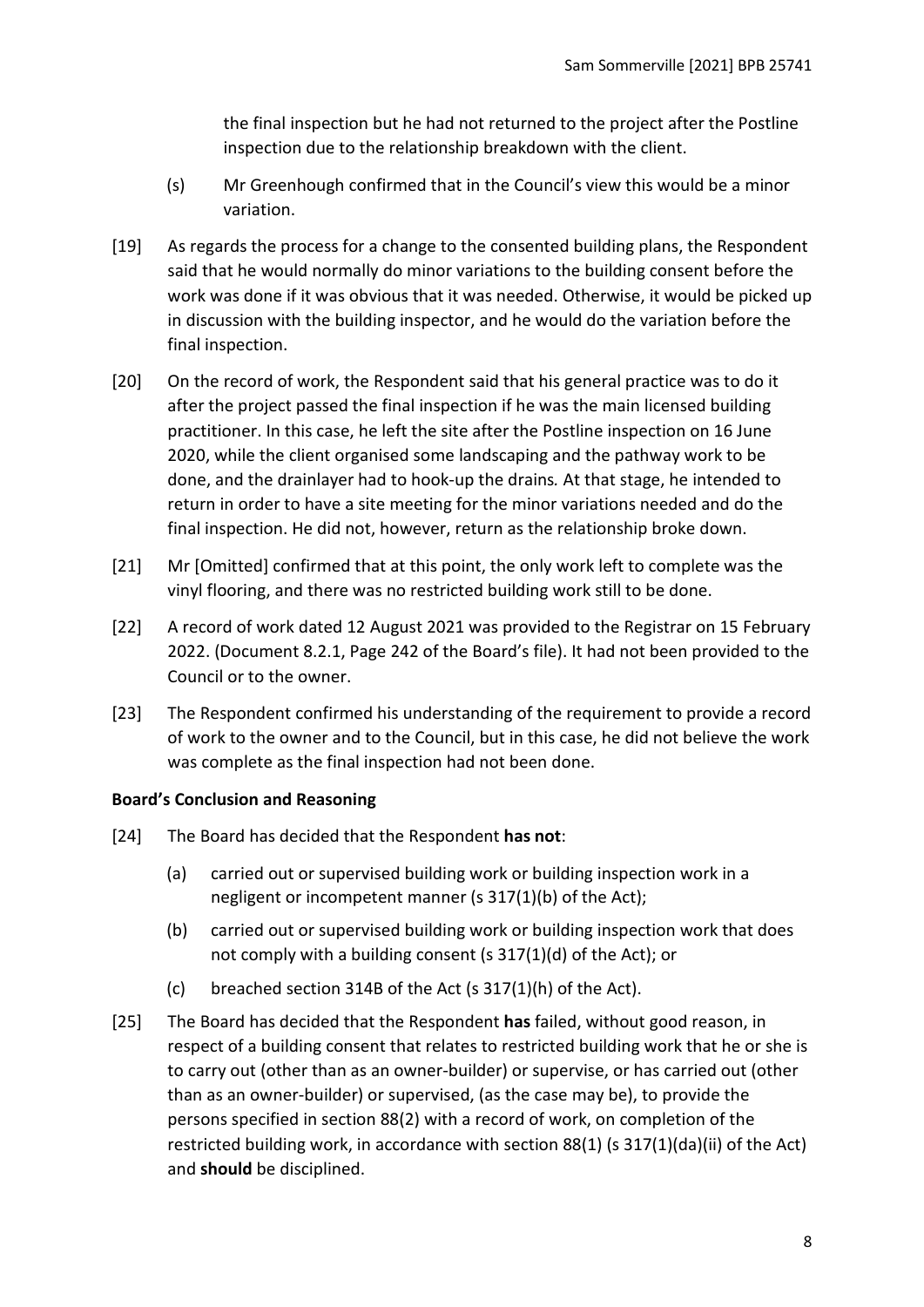the final inspection but he had not returned to the project after the Postline inspection due to the relationship breakdown with the client.

(s) Mr Greenhough confirmed that in the Council's view this would be a minor variation.

[19] As regards the process for a change to the consented building plans, the Respondent said that he would normally do minor variations to the building consent before the work was done if it was obvious that it was needed. Otherwise, it would be picked up in discussion with the building inspector, and he would do the variation before the final inspection.

[20] On the record of work, the Respondent said that his general practice was to do it after the project passed the final inspection if he was the main licensed building practitioner. In this case, he left the site after the Postline inspection on 16 June 2020, while the client organised some landscaping and the pathway work to be done, and the drainlayer had to hook-up the drains. At that stage, he intended to return in order to have a site meeting for the minor variations needed and do the final inspection. He did not, however, return as the relationship broke down.

[21] Mr [Omitted] confirmed that at this point, the only work left to complete was the vinyl flooring, and there was no restricted building work still to be done.

[22] A record of work dated 12 August 2021 was provided to the Registrar on 15 February 2022. (Document 8.2.1, Page 242 of the Board's file). It had not been provided to the Council or to the owner.

[23] The Respondent confirmed his understanding of the requirement to provide a record of work to the owner and to the Council, but in this case, he did not believe the work was complete as the final inspection had not been done.

### Board's Conclusion and Reasoning

[24] The Board has decided that the Respondent **has not**:

(a) carried out or supervised building work or building inspection work in a negligent or incompetent manner (s 317(1)(b) of the Act);

(b) carried out or supervised building work or building inspection work that does not comply with a building consent (s 317(1)(d) of the Act); or

(c) breached section 314B of the Act (s 317(1)(h) of the Act).

[25] The Board has decided that the Respondent **has** failed, without good reason, in respect of a building consent that relates to restricted building work that he or she is to carry out (other than as an owner-builder) or supervise, or has carried out (other than as an owner-builder) or supervised, (as the case may be), to provide the persons specified in section 88(2) with a record of work, on completion of the restricted building work, in accordance with section 88(1) (s 317(1)(da)(ii) of the Act) and **should** be disciplined.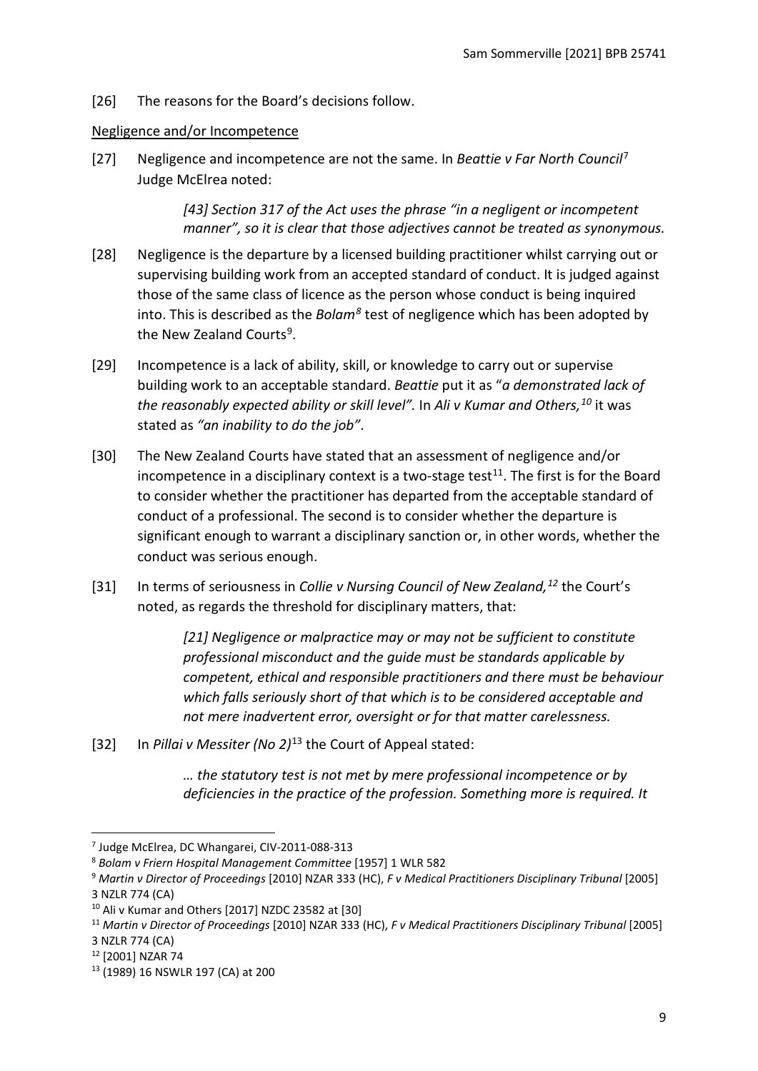[26] The reasons for the Board's decisions follow.

Negligence and/or Incompetence

[27] Negligence and incompetence are not the same. In *Beattie v Far North Council*[7] Judge McElrea noted:

> *[43] Section 317 of the Act uses the phrase "in a negligent or incompetent manner", so it is clear that those adjectives cannot be treated as synonymous.*

[28] Negligence is the departure by a licensed building practitioner whilst carrying out or supervising building work from an accepted standard of conduct. It is judged against those of the same class of licence as the person whose conduct is being inquired into. This is described as the *Bolam*[8] test of negligence which has been adopted by the New Zealand Courts[9].

[29] Incompetence is a lack of ability, skill, or knowledge to carry out or supervise building work to an acceptable standard. *Beattie* put it as "*a demonstrated lack of the reasonably expected ability or skill level".* In *Ali v Kumar and Others,*[10] it was stated as *"an inability to do the job"*.

[30] The New Zealand Courts have stated that an assessment of negligence and/or incompetence in a disciplinary context is a two-stage test[11]. The first is for the Board to consider whether the practitioner has departed from the acceptable standard of conduct of a professional. The second is to consider whether the departure is significant enough to warrant a disciplinary sanction or, in other words, whether the conduct was serious enough.

[31] In terms of seriousness in *Collie v Nursing Council of New Zealand,*[12] the Court's noted, as regards the threshold for disciplinary matters, that:

> *[21] Negligence or malpractice may or may not be sufficient to constitute professional misconduct and the guide must be standards applicable by competent, ethical and responsible practitioners and there must be behaviour which falls seriously short of that which is to be considered acceptable and not mere inadvertent error, oversight or for that matter carelessness.*

[32] In *Pillai v Messiter (No 2)*[13] the Court of Appeal stated:

> *… the statutory test is not met by mere professional incompetence or by deficiencies in the practice of the profession. Something more is required. It*

---

[7] Judge McElrea, DC Whangarei, CIV-2011-088-313

[8] *Bolam v Friern Hospital Management Committee* [1957] 1 WLR 582

[9] *Martin v Director of Proceedings* [2010] NZAR 333 (HC), *F v Medical Practitioners Disciplinary Tribunal* [2005] 3 NZLR 774 (CA)

[10] Ali v Kumar and Others [2017] NZDC 23582 at [30]

[11] *Martin v Director of Proceedings* [2010] NZAR 333 (HC), *F v Medical Practitioners Disciplinary Tribunal* [2005] 3 NZLR 774 (CA)

[12] [2001] NZAR 74

[13] (1989) 16 NSWLR 197 (CA) at 200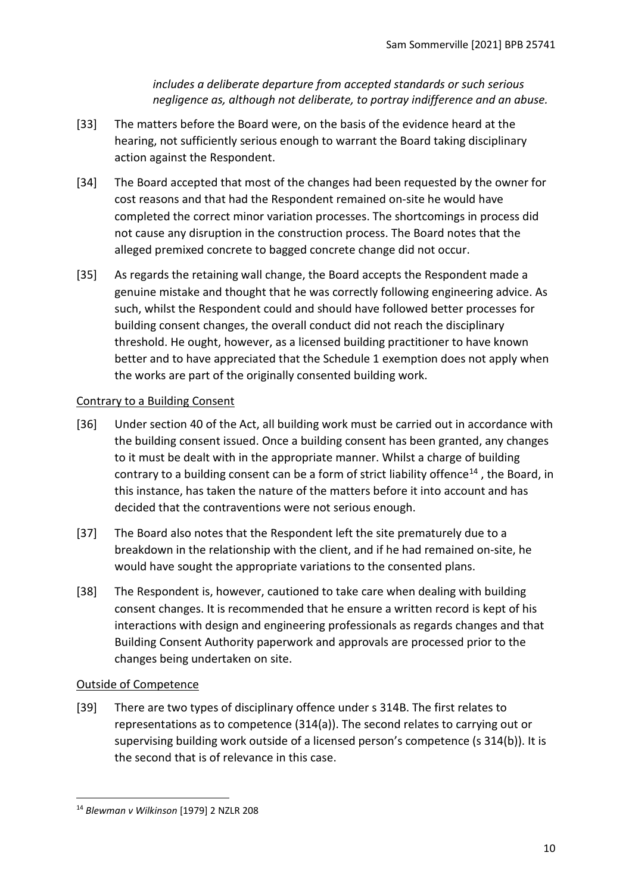> *includes a deliberate departure from accepted standards or such serious negligence as, although not deliberate, to portray indifference and an abuse.*

[33] The matters before the Board were, on the basis of the evidence heard at the hearing, not sufficiently serious enough to warrant the Board taking disciplinary action against the Respondent.

[34] The Board accepted that most of the changes had been requested by the owner for cost reasons and that had the Respondent remained on-site he would have completed the correct minor variation processes. The shortcomings in process did not cause any disruption in the construction process. The Board notes that the alleged premixed concrete to bagged concrete change did not occur.

[35] As regards the retaining wall change, the Board accepts the Respondent made a genuine mistake and thought that he was correctly following engineering advice. As such, whilst the Respondent could and should have followed better processes for building consent changes, the overall conduct did not reach the disciplinary threshold. He ought, however, as a licensed building practitioner to have known better and to have appreciated that the Schedule 1 exemption does not apply when the works are part of the originally consented building work.

Contrary to a Building Consent

[36] Under section 40 of the Act, all building work must be carried out in accordance with the building consent issued. Once a building consent has been granted, any changes to it must be dealt with in the appropriate manner. Whilst a charge of building contrary to a building consent can be a form of strict liability offence[14] , the Board, in this instance, has taken the nature of the matters before it into account and has decided that the contraventions were not serious enough.

[37] The Board also notes that the Respondent left the site prematurely due to a breakdown in the relationship with the client, and if he had remained on-site, he would have sought the appropriate variations to the consented plans.

[38] The Respondent is, however, cautioned to take care when dealing with building consent changes. It is recommended that he ensure a written record is kept of his interactions with design and engineering professionals as regards changes and that Building Consent Authority paperwork and approvals are processed prior to the changes being undertaken on site.

Outside of Competence

[39] There are two types of disciplinary offence under s 314B. The first relates to representations as to competence (314(a)). The second relates to carrying out or supervising building work outside of a licensed person's competence (s 314(b)). It is the second that is of relevance in this case.

---

[14] *Blewman v Wilkinson* [1979] 2 NZLR 208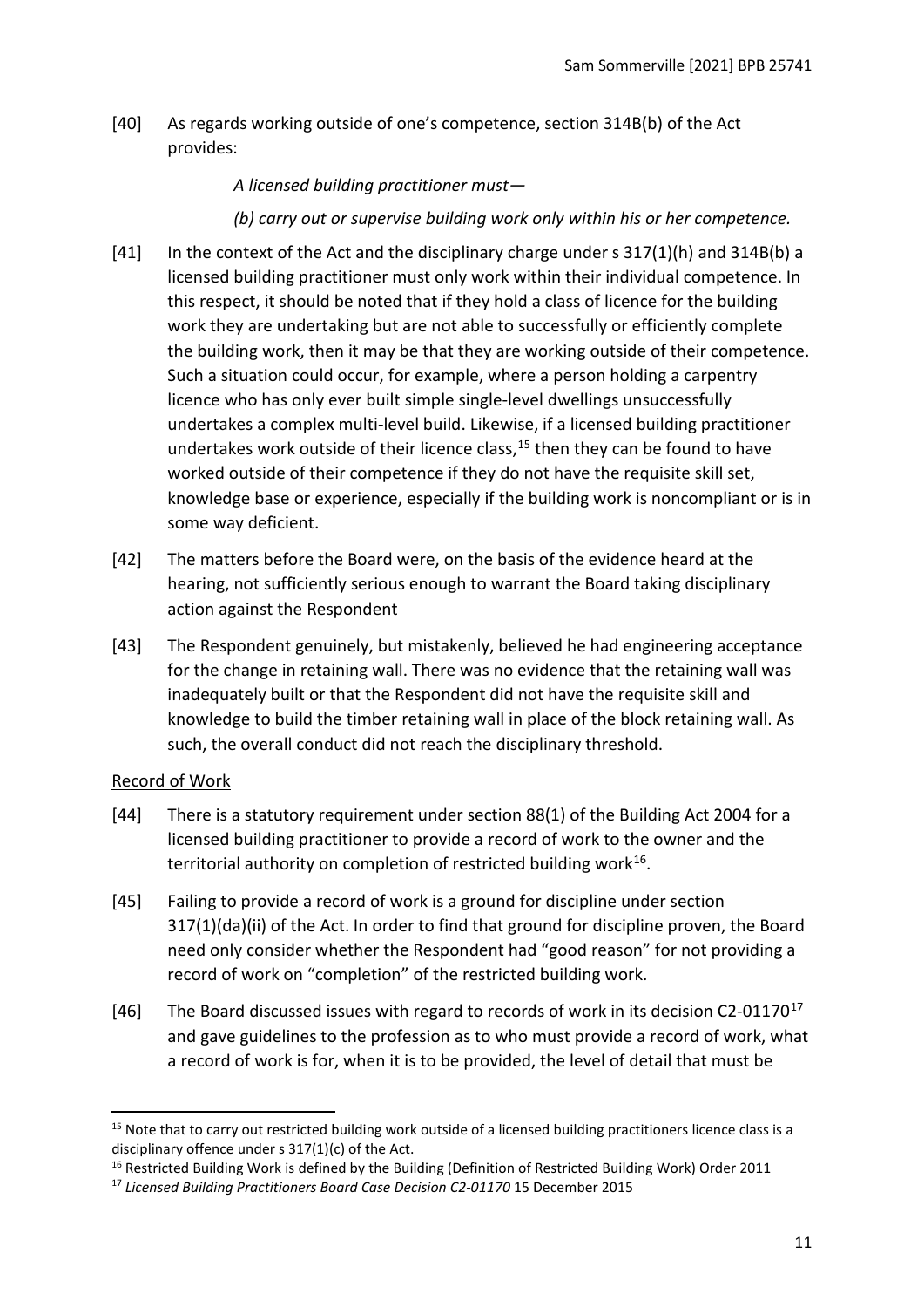[40] As regards working outside of one's competence, section 314B(b) of the Act provides:

> *A licensed building practitioner must—*
>
> *(b) carry out or supervise building work only within his or her competence.*

[41] In the context of the Act and the disciplinary charge under s 317(1)(h) and 314B(b) a licensed building practitioner must only work within their individual competence. In this respect, it should be noted that if they hold a class of licence for the building work they are undertaking but are not able to successfully or efficiently complete the building work, then it may be that they are working outside of their competence. Such a situation could occur, for example, where a person holding a carpentry licence who has only ever built simple single-level dwellings unsuccessfully undertakes a complex multi-level build. Likewise, if a licensed building practitioner undertakes work outside of their licence class,[15] then they can be found to have worked outside of their competence if they do not have the requisite skill set, knowledge base or experience, especially if the building work is noncompliant or is in some way deficient.

[42] The matters before the Board were, on the basis of the evidence heard at the hearing, not sufficiently serious enough to warrant the Board taking disciplinary action against the Respondent

[43] The Respondent genuinely, but mistakenly, believed he had engineering acceptance for the change in retaining wall. There was no evidence that the retaining wall was inadequately built or that the Respondent did not have the requisite skill and knowledge to build the timber retaining wall in place of the block retaining wall. As such, the overall conduct did not reach the disciplinary threshold.

## Record of Work

[44] There is a statutory requirement under section 88(1) of the Building Act 2004 for a licensed building practitioner to provide a record of work to the owner and the territorial authority on completion of restricted building work[16].

[45] Failing to provide a record of work is a ground for discipline under section 317(1)(da)(ii) of the Act. In order to find that ground for discipline proven, the Board need only consider whether the Respondent had "good reason" for not providing a record of work on "completion" of the restricted building work.

[46] The Board discussed issues with regard to records of work in its decision C2-01170[17] and gave guidelines to the profession as to who must provide a record of work, what a record of work is for, when it is to be provided, the level of detail that must be

---

[15] Note that to carry out restricted building work outside of a licensed building practitioners licence class is a disciplinary offence under s 317(1)(c) of the Act.

[16] Restricted Building Work is defined by the Building (Definition of Restricted Building Work) Order 2011

[17] *Licensed Building Practitioners Board Case Decision C2-01170* 15 December 2015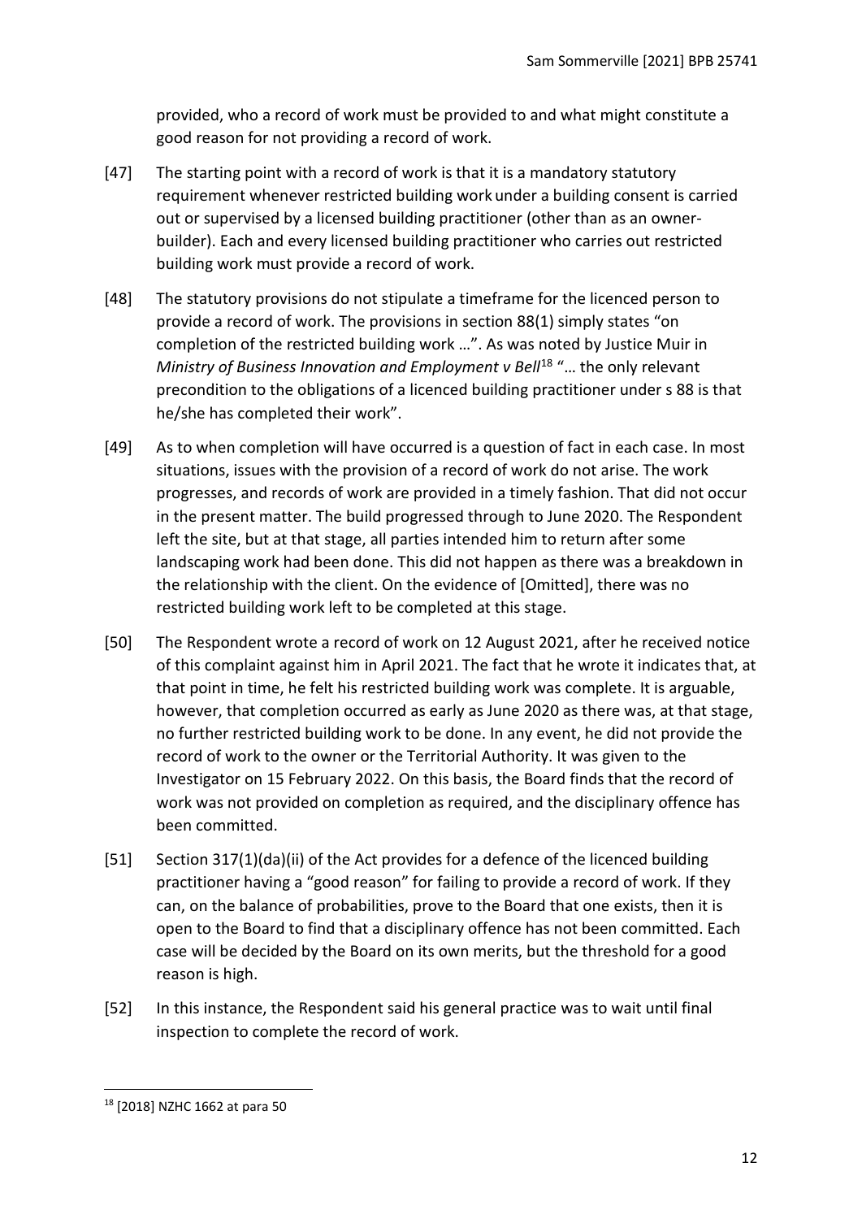provided, who a record of work must be provided to and what might constitute a good reason for not providing a record of work.

[47] The starting point with a record of work is that it is a mandatory statutory requirement whenever restricted building work under a building consent is carried out or supervised by a licensed building practitioner (other than as an owner-builder). Each and every licensed building practitioner who carries out restricted building work must provide a record of work.

[48] The statutory provisions do not stipulate a timeframe for the licenced person to provide a record of work. The provisions in section 88(1) simply states "on completion of the restricted building work …". As was noted by Justice Muir in *Ministry of Business Innovation and Employment v Bell*[18] "… the only relevant precondition to the obligations of a licenced building practitioner under s 88 is that he/she has completed their work".

[49] As to when completion will have occurred is a question of fact in each case. In most situations, issues with the provision of a record of work do not arise. The work progresses, and records of work are provided in a timely fashion. That did not occur in the present matter. The build progressed through to June 2020. The Respondent left the site, but at that stage, all parties intended him to return after some landscaping work had been done. This did not happen as there was a breakdown in the relationship with the client. On the evidence of [Omitted], there was no restricted building work left to be completed at this stage.

[50] The Respondent wrote a record of work on 12 August 2021, after he received notice of this complaint against him in April 2021. The fact that he wrote it indicates that, at that point in time, he felt his restricted building work was complete. It is arguable, however, that completion occurred as early as June 2020 as there was, at that stage, no further restricted building work to be done. In any event, he did not provide the record of work to the owner or the Territorial Authority. It was given to the Investigator on 15 February 2022. On this basis, the Board finds that the record of work was not provided on completion as required, and the disciplinary offence has been committed.

[51] Section 317(1)(da)(ii) of the Act provides for a defence of the licenced building practitioner having a "good reason" for failing to provide a record of work. If they can, on the balance of probabilities, prove to the Board that one exists, then it is open to the Board to find that a disciplinary offence has not been committed. Each case will be decided by the Board on its own merits, but the threshold for a good reason is high.

[52] In this instance, the Respondent said his general practice was to wait until final inspection to complete the record of work.

---

[18] [2018] NZHC 1662 at para 50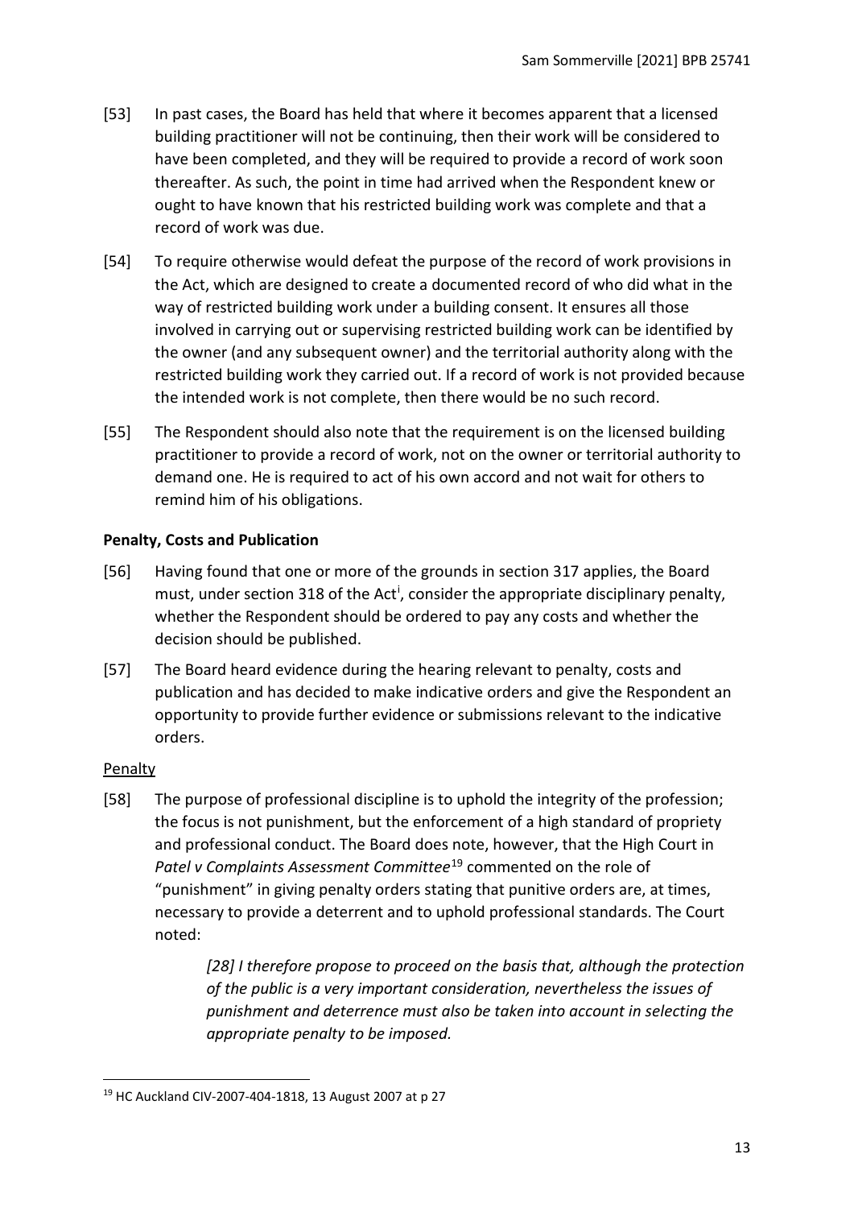[53] In past cases, the Board has held that where it becomes apparent that a licensed building practitioner will not be continuing, then their work will be considered to have been completed, and they will be required to provide a record of work soon thereafter. As such, the point in time had arrived when the Respondent knew or ought to have known that his restricted building work was complete and that a record of work was due.

[54] To require otherwise would defeat the purpose of the record of work provisions in the Act, which are designed to create a documented record of who did what in the way of restricted building work under a building consent. It ensures all those involved in carrying out or supervising restricted building work can be identified by the owner (and any subsequent owner) and the territorial authority along with the restricted building work they carried out. If a record of work is not provided because the intended work is not complete, then there would be no such record.

[55] The Respondent should also note that the requirement is on the licensed building practitioner to provide a record of work, not on the owner or territorial authority to demand one. He is required to act of his own accord and not wait for others to remind him of his obligations.

**Penalty, Costs and Publication**

[56] Having found that one or more of the grounds in section 317 applies, the Board must, under section 318 of the Act[i], consider the appropriate disciplinary penalty, whether the Respondent should be ordered to pay any costs and whether the decision should be published.

[57] The Board heard evidence during the hearing relevant to penalty, costs and publication and has decided to make indicative orders and give the Respondent an opportunity to provide further evidence or submissions relevant to the indicative orders.

Penalty

[58] The purpose of professional discipline is to uphold the integrity of the profession; the focus is not punishment, but the enforcement of a high standard of propriety and professional conduct. The Board does note, however, that the High Court in *Patel v Complaints Assessment Committee*[19] commented on the role of "punishment" in giving penalty orders stating that punitive orders are, at times, necessary to provide a deterrent and to uphold professional standards. The Court noted:

> *[28] I therefore propose to proceed on the basis that, although the protection of the public is a very important consideration, nevertheless the issues of punishment and deterrence must also be taken into account in selecting the appropriate penalty to be imposed.*

---

[19] HC Auckland CIV-2007-404-1818, 13 August 2007 at p 27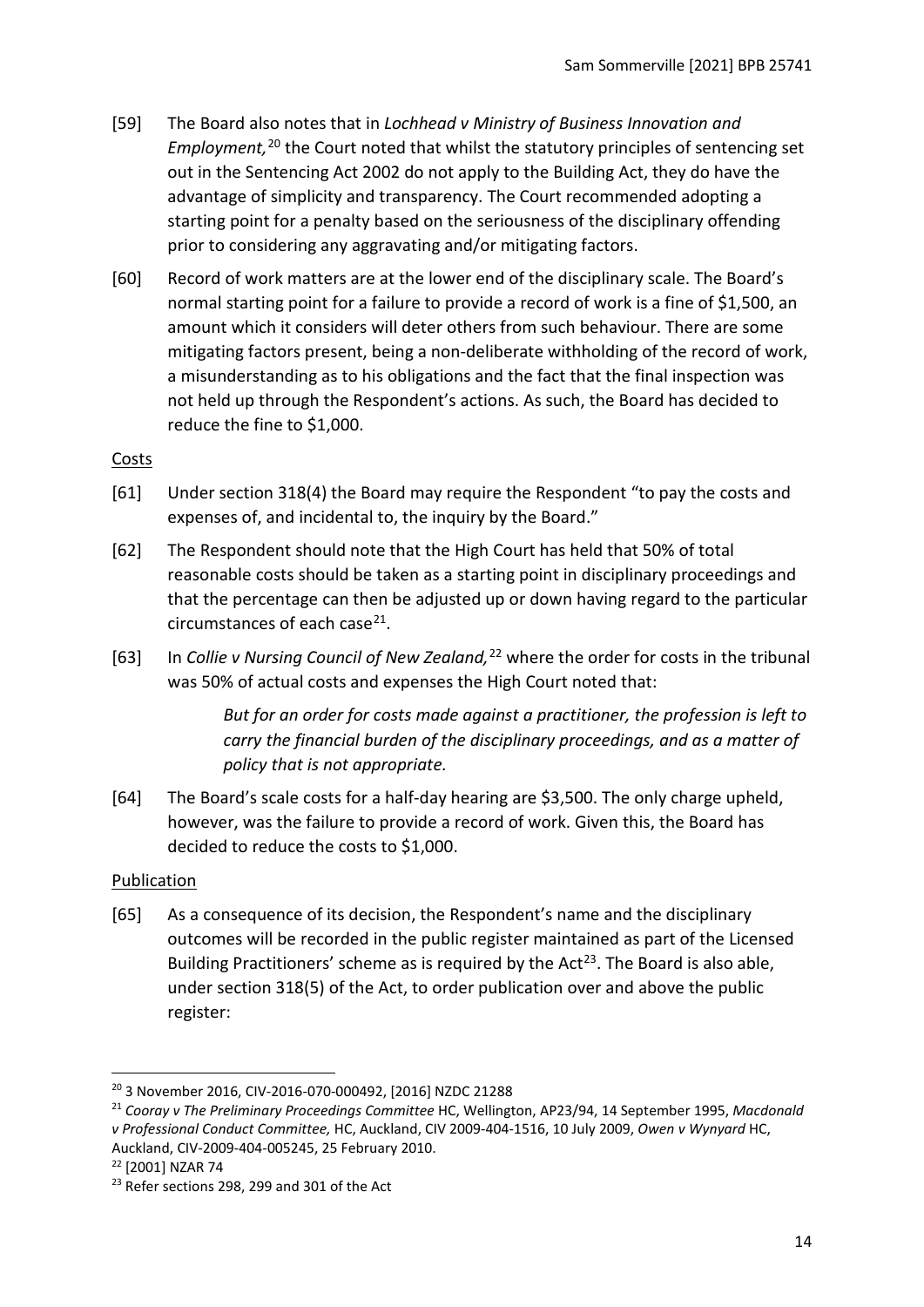[59] The Board also notes that in *Lochhead v Ministry of Business Innovation and Employment,*[20] the Court noted that whilst the statutory principles of sentencing set out in the Sentencing Act 2002 do not apply to the Building Act, they do have the advantage of simplicity and transparency. The Court recommended adopting a starting point for a penalty based on the seriousness of the disciplinary offending prior to considering any aggravating and/or mitigating factors.

[60] Record of work matters are at the lower end of the disciplinary scale. The Board's normal starting point for a failure to provide a record of work is a fine of $1,500, an amount which it considers will deter others from such behaviour. There are some mitigating factors present, being a non-deliberate withholding of the record of work, a misunderstanding as to his obligations and the fact that the final inspection was not held up through the Respondent's actions. As such, the Board has decided to reduce the fine to $1,000.

Costs

[61] Under section 318(4) the Board may require the Respondent "to pay the costs and expenses of, and incidental to, the inquiry by the Board."

[62] The Respondent should note that the High Court has held that 50% of total reasonable costs should be taken as a starting point in disciplinary proceedings and that the percentage can then be adjusted up or down having regard to the particular circumstances of each case[21].

[63] In *Collie v Nursing Council of New Zealand,*[22] where the order for costs in the tribunal was 50% of actual costs and expenses the High Court noted that:

> *But for an order for costs made against a practitioner, the profession is left to carry the financial burden of the disciplinary proceedings, and as a matter of policy that is not appropriate.*

[64] The Board's scale costs for a half-day hearing are $3,500. The only charge upheld, however, was the failure to provide a record of work. Given this, the Board has decided to reduce the costs to $1,000.

Publication

[65] As a consequence of its decision, the Respondent's name and the disciplinary outcomes will be recorded in the public register maintained as part of the Licensed Building Practitioners' scheme as is required by the Act[23]. The Board is also able, under section 318(5) of the Act, to order publication over and above the public register:

---

[20] 3 November 2016, CIV-2016-070-000492, [2016] NZDC 21288

[21] *Cooray v The Preliminary Proceedings Committee* HC, Wellington, AP23/94, 14 September 1995, *Macdonald v Professional Conduct Committee,* HC, Auckland, CIV 2009-404-1516, 10 July 2009, *Owen v Wynyard* HC, Auckland, CIV-2009-404-005245, 25 February 2010.

[22] [2001] NZAR 74

[23] Refer sections 298, 299 and 301 of the Act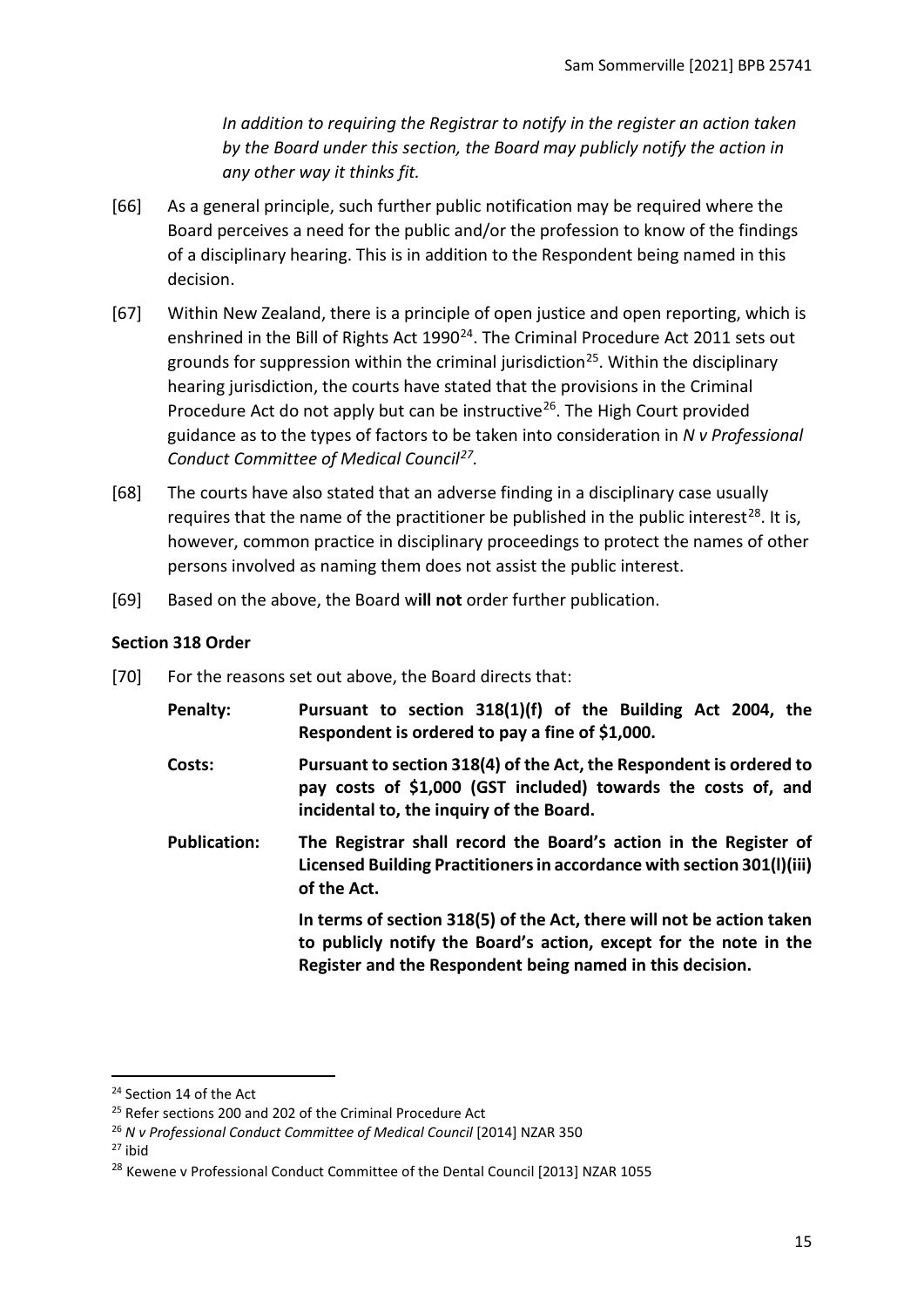*In addition to requiring the Registrar to notify in the register an action taken by the Board under this section, the Board may publicly notify the action in any other way it thinks fit.*

[66] As a general principle, such further public notification may be required where the Board perceives a need for the public and/or the profession to know of the findings of a disciplinary hearing. This is in addition to the Respondent being named in this decision.

[67] Within New Zealand, there is a principle of open justice and open reporting, which is enshrined in the Bill of Rights Act 1990[24]. The Criminal Procedure Act 2011 sets out grounds for suppression within the criminal jurisdiction[25]. Within the disciplinary hearing jurisdiction, the courts have stated that the provisions in the Criminal Procedure Act do not apply but can be instructive[26]. The High Court provided guidance as to the types of factors to be taken into consideration in *N v Professional Conduct Committee of Medical Council[27].*

[68] The courts have also stated that an adverse finding in a disciplinary case usually requires that the name of the practitioner be published in the public interest[28]. It is, however, common practice in disciplinary proceedings to protect the names of other persons involved as naming them does not assist the public interest.

[69] Based on the above, the Board w**ill not** order further publication.

### Section 318 Order

[70] For the reasons set out above, the Board directs that:

| | |
|---|---|
| **Penalty:** | **Pursuant to section 318(1)(f) of the Building Act 2004, the Respondent is ordered to pay a fine of $1,000.** |
| **Costs:** | **Pursuant to section 318(4) of the Act, the Respondent is ordered to pay costs of $1,000 (GST included) towards the costs of, and incidental to, the inquiry of the Board.** |
| **Publication:** | **The Registrar shall record the Board's action in the Register of Licensed Building Practitioners in accordance with section 301(l)(iii) of the Act.** |
| | **In terms of section 318(5) of the Act, there will not be action taken to publicly notify the Board's action, except for the note in the Register and the Respondent being named in this decision.** |

---

[24] Section 14 of the Act

[25] Refer sections 200 and 202 of the Criminal Procedure Act

[26] *N v Professional Conduct Committee of Medical Council* [2014] NZAR 350

[27] ibid

[28] Kewene v Professional Conduct Committee of the Dental Council [2013] NZAR 1055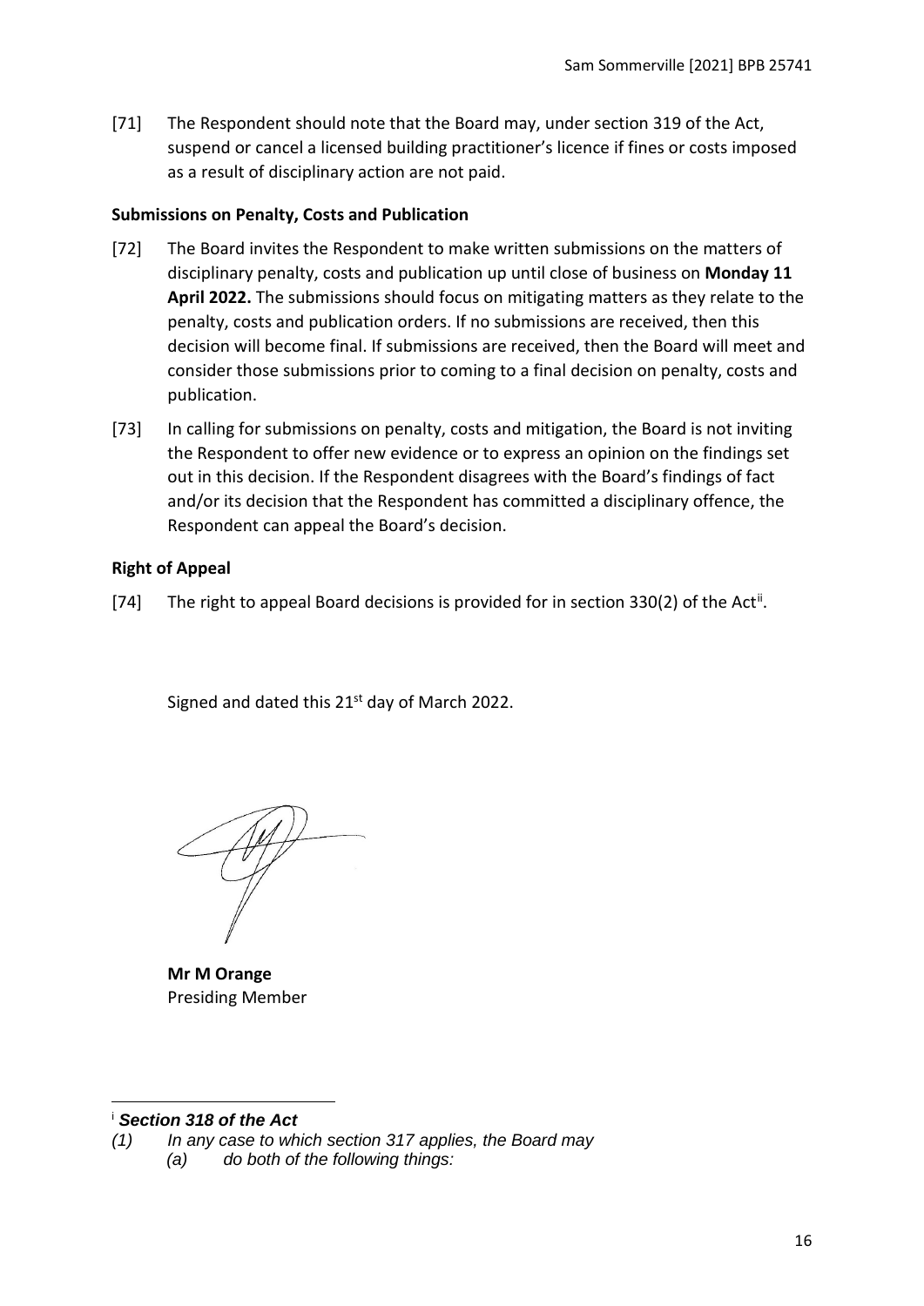[71] The Respondent should note that the Board may, under section 319 of the Act, suspend or cancel a licensed building practitioner's licence if fines or costs imposed as a result of disciplinary action are not paid.

### Submissions on Penalty, Costs and Publication

[72] The Board invites the Respondent to make written submissions on the matters of disciplinary penalty, costs and publication up until close of business on **Monday 11 April 2022.** The submissions should focus on mitigating matters as they relate to the penalty, costs and publication orders. If no submissions are received, then this decision will become final. If submissions are received, then the Board will meet and consider those submissions prior to coming to a final decision on penalty, costs and publication.

[73] In calling for submissions on penalty, costs and mitigation, the Board is not inviting the Respondent to offer new evidence or to express an opinion on the findings set out in this decision. If the Respondent disagrees with the Board's findings of fact and/or its decision that the Respondent has committed a disciplinary offence, the Respondent can appeal the Board's decision.

### Right of Appeal

[74] The right to appeal Board decisions is provided for in section 330(2) of the Act[ii].

Signed and dated this 21st day of March 2022.

**Mr M Orange**
Presiding Member

---

[i] ***Section 318 of the Act***

*(1) In any case to which section 317 applies, the Board may*

*(a) do both of the following things:*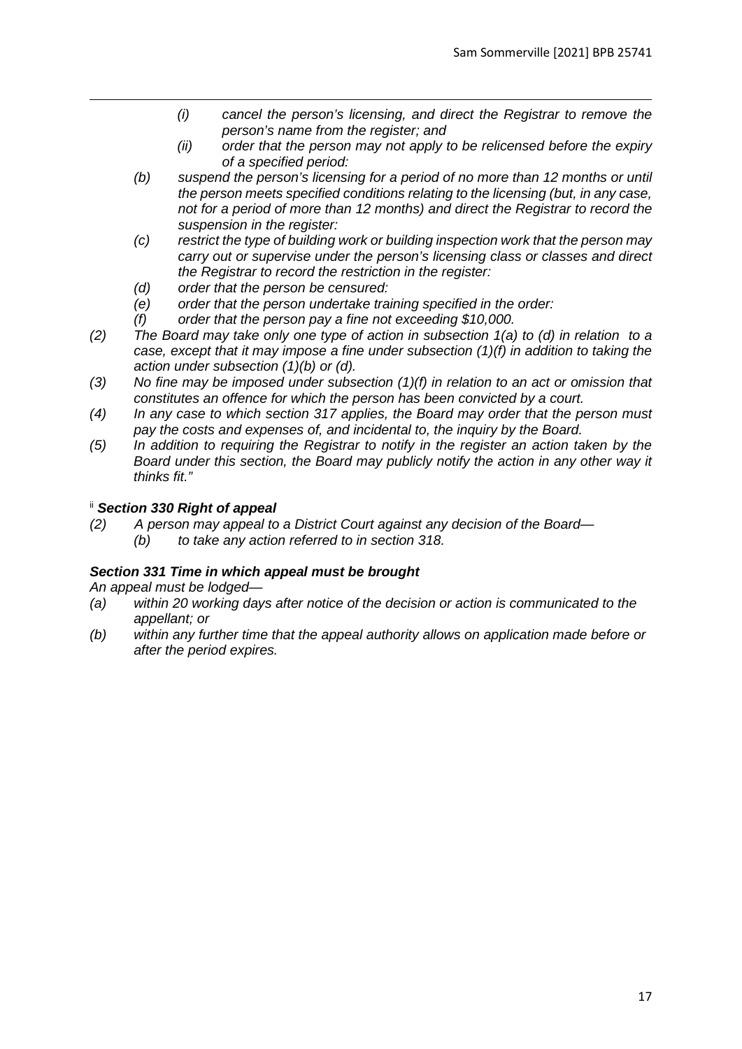*(i) cancel the person's licensing, and direct the Registrar to remove the person's name from the register; and*

*(ii) order that the person may not apply to be relicensed before the expiry of a specified period:*

*(b) suspend the person's licensing for a period of no more than 12 months or until the person meets specified conditions relating to the licensing (but, in any case, not for a period of more than 12 months) and direct the Registrar to record the suspension in the register:*

*(c) restrict the type of building work or building inspection work that the person may carry out or supervise under the person's licensing class or classes and direct the Registrar to record the restriction in the register:*

*(d) order that the person be censured:*

*(e) order that the person undertake training specified in the order:*

*(f) order that the person pay a fine not exceeding $10,000.*

*(2) The Board may take only one type of action in subsection 1(a) to (d) in relation to a case, except that it may impose a fine under subsection (1)(f) in addition to taking the action under subsection (1)(b) or (d).*

*(3) No fine may be imposed under subsection (1)(f) in relation to an act or omission that constitutes an offence for which the person has been convicted by a court.*

*(4) In any case to which section 317 applies, the Board may order that the person must pay the costs and expenses of, and incidental to, the inquiry by the Board.*

*(5) In addition to requiring the Registrar to notify in the register an action taken by the Board under this section, the Board may publicly notify the action in any other way it thinks fit."*

[ii] ***Section 330 Right of appeal***

*(2) A person may appeal to a District Court against any decision of the Board—*

*(b) to take any action referred to in section 318.*

***Section 331 Time in which appeal must be brought***

*An appeal must be lodged—*

*(a) within 20 working days after notice of the decision or action is communicated to the appellant; or*

*(b) within any further time that the appeal authority allows on application made before or after the period expires.*